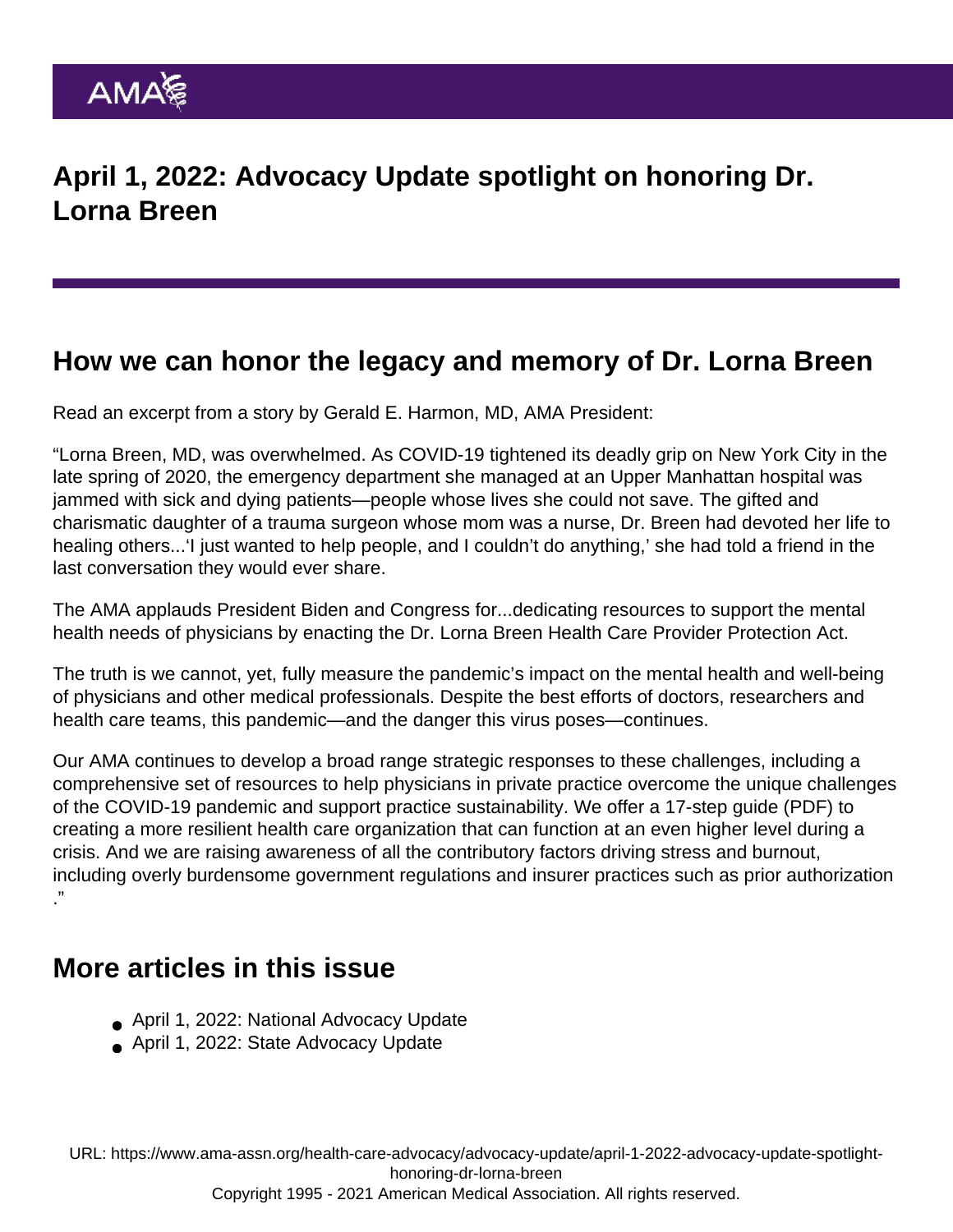# April 1, 2022: Advocacy Update spotlight on honoring Dr. Lorna Breen

## How we can honor the legacy and memory of Dr. Lorna Breen

Read an excerpt from a story by Gerald E. Harmon, MD, AMA President:

"Lorna Breen, MD, was overwhelmed. As COVID-19 tightened its deadly grip on New York City in the late spring of 2020, the emergency department she managed at an Upper Manhattan hospital was jammed with sick and dying patients—people whose lives she could not save. The gifted and charismatic daughter of a trauma surgeon whose mom was a nurse, Dr. Breen had devoted her life to healing others...'I just wanted to help people, and I couldn't do anything,' she had told a friend in the last conversation they would ever share.

The AMA applauds President Biden and Congress for...dedicating resources to support the mental health needs of physicians by enacting the Dr. Lorna Breen Health Care Provider Protection Act.

The truth is we cannot, yet, fully measure the pandemic's impact on the mental health and well-being of physicians and other medical professionals. Despite the best efforts of doctors, researchers and health care teams, this pandemic—and the danger this virus poses—continues.

Our AMA continues to develop a broad range strategic responses to these challenges, including a comprehensive set of resources to help physicians in private practice overcome the unique challenges of the COVID-19 pandemic and support practice sustainability. We offer a 17-step guide (PDF) to creating a more resilient health care organization that can function at an even higher level during a crisis. And we are raising awareness of all the contributory factors driving stress and burnout, including overly burdensome government regulations and insurer practices such as prior authorization ."

## More articles in this issue

- April 1, 2022: National Advocacy Update
- April 1, 2022: State Advocacy Update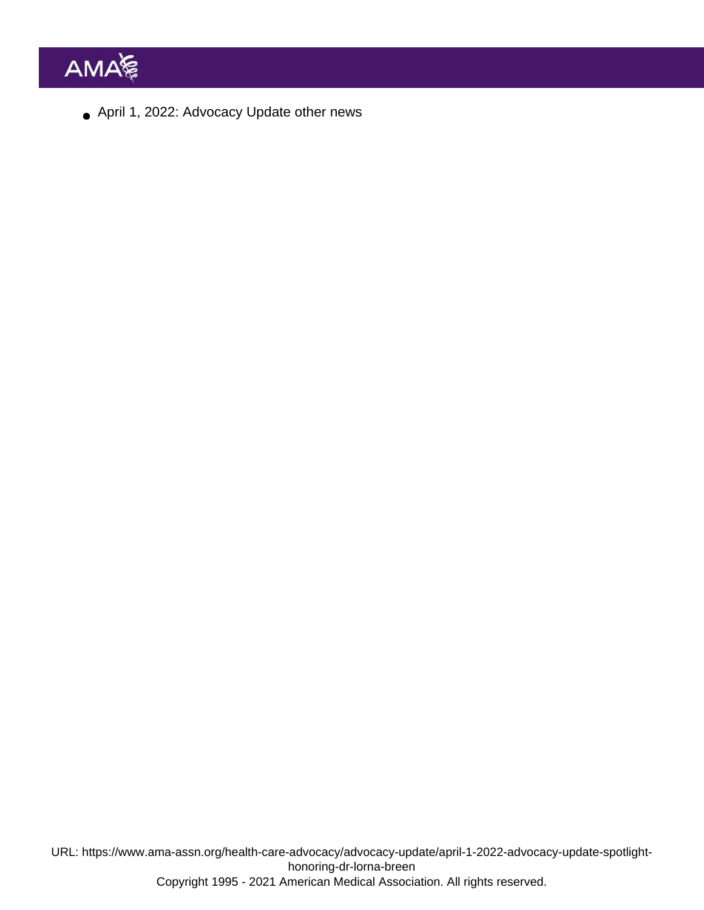- April 1, 2022: Advocacy Update other news